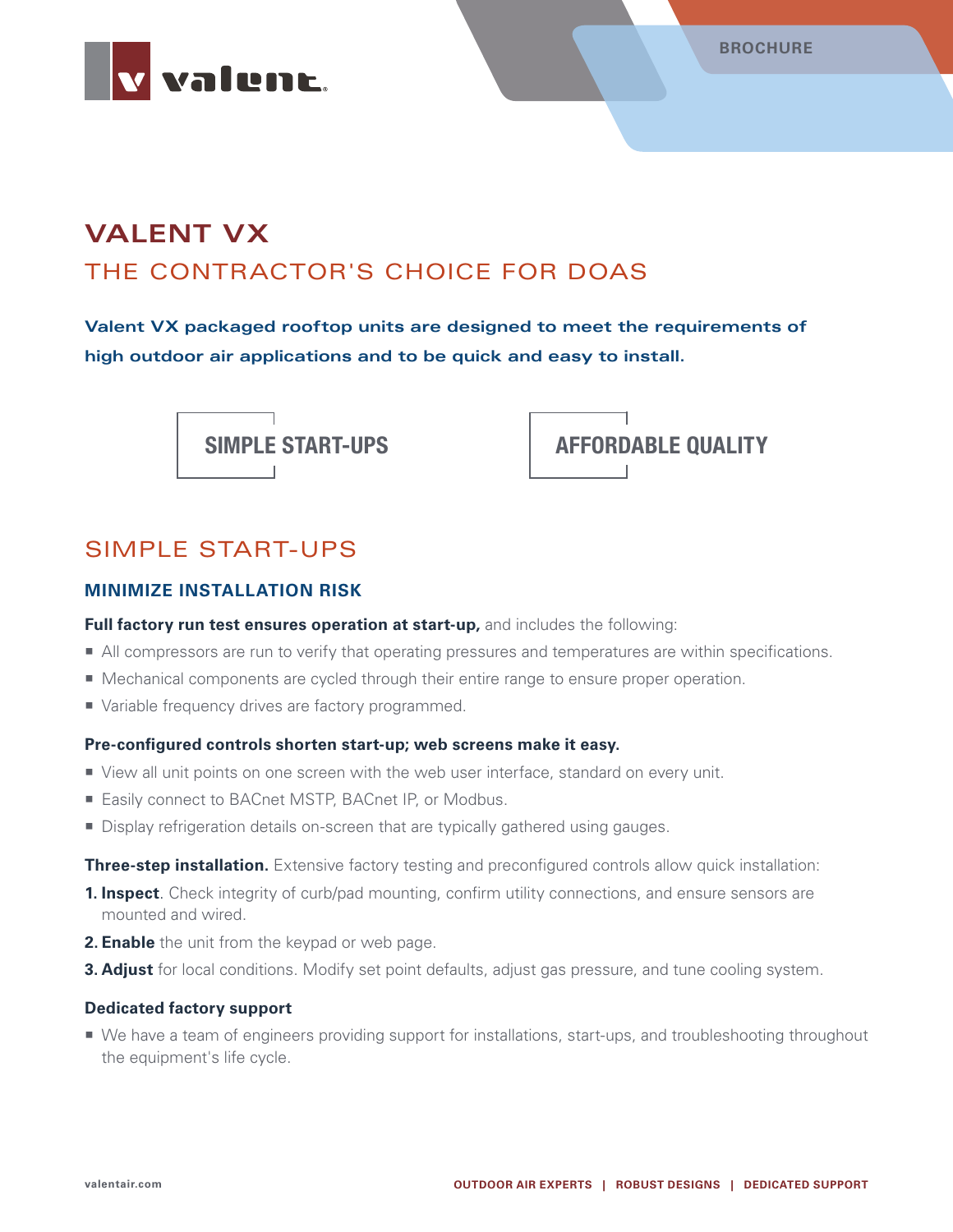# VALENT VX

## THE CONTRACTOR'S CHOICE FOR DOAS

**Valent VX packaged rooftop units are designed to meet the requirements of high outdoor air applications and to be quick and easy to install.**

**SIMPLE START-UPS**

**AFFORDABLE QUALITY**

## SIMPLE START-UPS

### MINIMIZE INSTALLATION RISK

**Full factory run test ensures operation at start-up,** and includes the following:

- All compressors are run to verify that operating pressures and temperatures are within specifications.
- Mechanical components are cycled through their entire range to ensure proper operation.
- Variable frequency drives are factory programmed.

**Pre-configured controls shorten start-up; web screens make it easy.**

- View all unit points on one screen with the web user interface, standard on every unit.
- Easily connect to BACnet MSTP, BACnet IP, or Modbus.
- Display refrigeration details on-screen that are typically gathered using gauges.

**Three-step installation.** Extensive factory testing and preconfigured controls allow quick installation:

1. **Inspect**. Check integrity of curb/pad mounting, confirm utility connections, and ensure sensors are mounted and wired.
2. **Enable** the unit from the keypad or web page.
3. **Adjust** for local conditions. Modify set point defaults, adjust gas pressure, and tune cooling system.

**Dedicated factory support**

- We have a team of engineers providing support for installations, start-ups, and troubleshooting throughout the equipment's life cycle.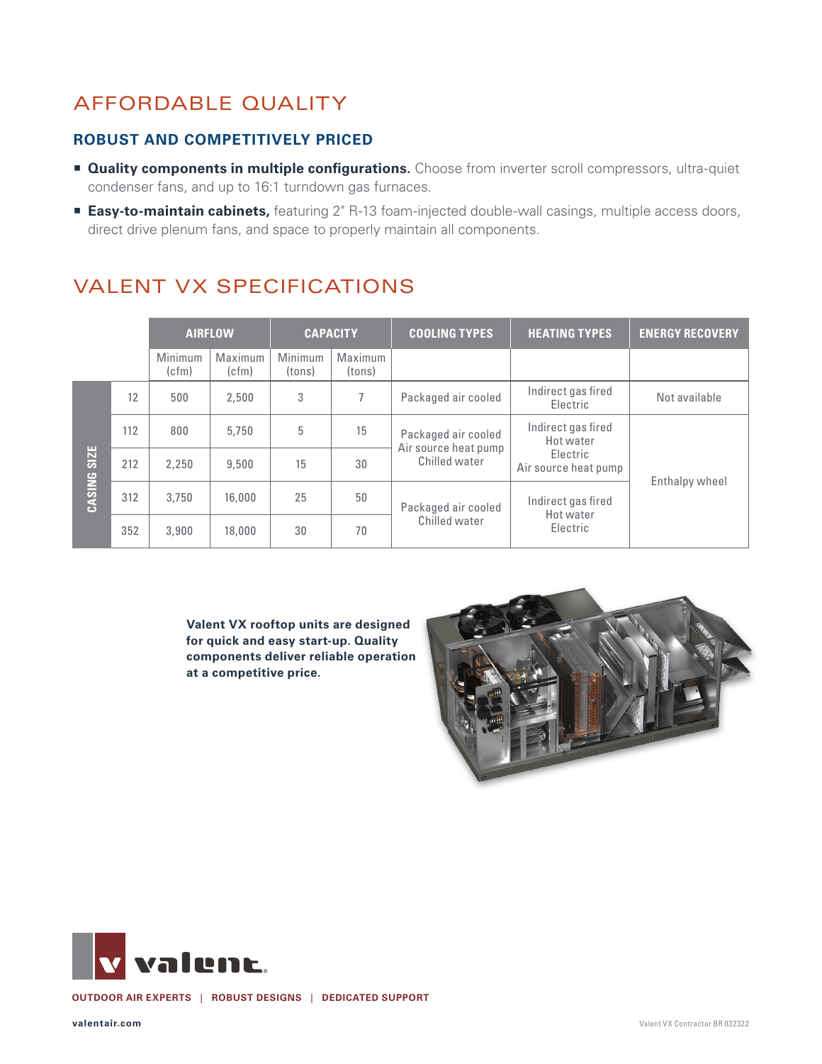# AFFORDABLE QUALITY

## ROBUST AND COMPETITIVELY PRICED

- **Quality components in multiple configurations.** Choose from inverter scroll compressors, ultra-quiet condenser fans, and up to 16:1 turndown gas furnaces.
- **Easy-to-maintain cabinets,** featuring 2" R-13 foam-injected double-wall casings, multiple access doors, direct drive plenum fans, and space to properly maintain all components.

# VALENT VX SPECIFICATIONS

| | AIRFLOW | | CAPACITY | | COOLING TYPES | HEATING TYPES | ENERGY RECOVERY |
|---|---|---|---|---|---|---|---|
| CASING SIZE | Minimum (cfm) | Maximum (cfm) | Minimum (tons) | Maximum (tons) | | | |
| 12 | 500 | 2,500 | 3 | 7 | Packaged air cooled | Indirect gas fired<br>Electric | Not available |
| 112 | 800 | 5,750 | 5 | 15 | Packaged air cooled<br>Air source heat pump<br>Chilled water | Indirect gas fired<br>Hot water<br>Electric<br>Air source heat pump | Enthalpy wheel |
| 212 | 2,250 | 9,500 | 15 | 30 | | | |
| 312 | 3,750 | 16,000 | 25 | 50 | Packaged air cooled<br>Chilled water | Indirect gas fired<br>Hot water<br>Electric | |
| 352 | 3,900 | 18,000 | 30 | 70 | | | |

**Valent VX rooftop units are designed for quick and easy start-up. Quality components deliver reliable operation at a competitive price.**

valent

OUTDOOR AIR EXPERTS | ROBUST DESIGNS | DEDICATED SUPPORT

valentair.com

Valent VX Contractor BR 032322